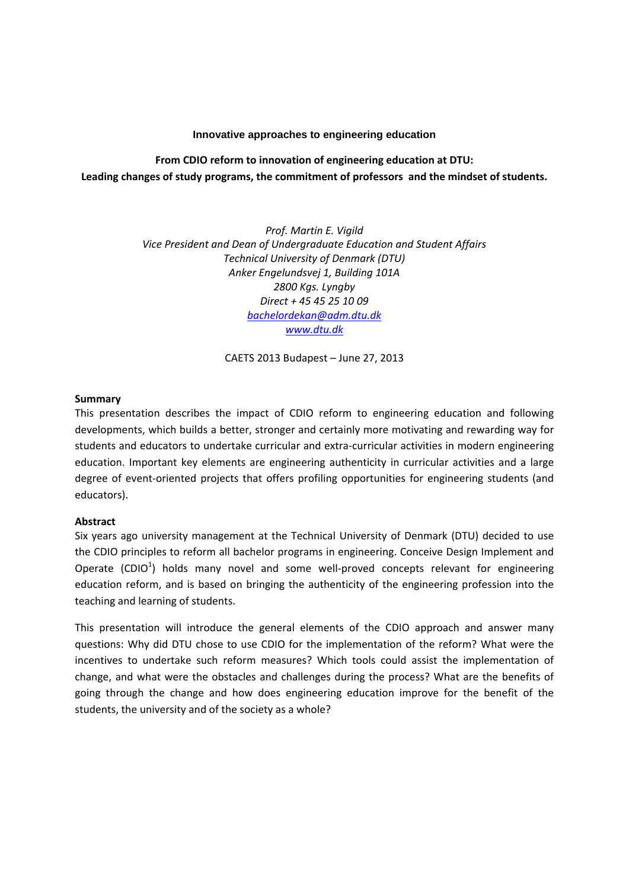**Innovative approaches to engineering education**

# From CDIO reform to innovation of engineering education at DTU: Leading changes of study programs, the commitment of professors and the mindset of students.

*Prof. Martin E. Vigild*
*Vice President and Dean of Undergraduate Education and Student Affairs*
*Technical University of Denmark (DTU)*
*Anker Engelundsvej 1, Building 101A*
*2800 Kgs. Lyngby*
*Direct + 45 45 25 10 09*
*bachelordekan@adm.dtu.dk*
*www.dtu.dk*

CAETS 2013 Budapest – June 27, 2013

## Summary

This presentation describes the impact of CDIO reform to engineering education and following developments, which builds a better, stronger and certainly more motivating and rewarding way for students and educators to undertake curricular and extra-curricular activities in modern engineering education. Important key elements are engineering authenticity in curricular activities and a large degree of event-oriented projects that offers profiling opportunities for engineering students (and educators).

## Abstract

Six years ago university management at the Technical University of Denmark (DTU) decided to use the CDIO principles to reform all bachelor programs in engineering. Conceive Design Implement and Operate (CDIO[1]) holds many novel and some well-proved concepts relevant for engineering education reform, and is based on bringing the authenticity of the engineering profession into the teaching and learning of students.

This presentation will introduce the general elements of the CDIO approach and answer many questions: Why did DTU chose to use CDIO for the implementation of the reform? What were the incentives to undertake such reform measures? Which tools could assist the implementation of change, and what were the obstacles and challenges during the process? What are the benefits of going through the change and how does engineering education improve for the benefit of the students, the university and of the society as a whole?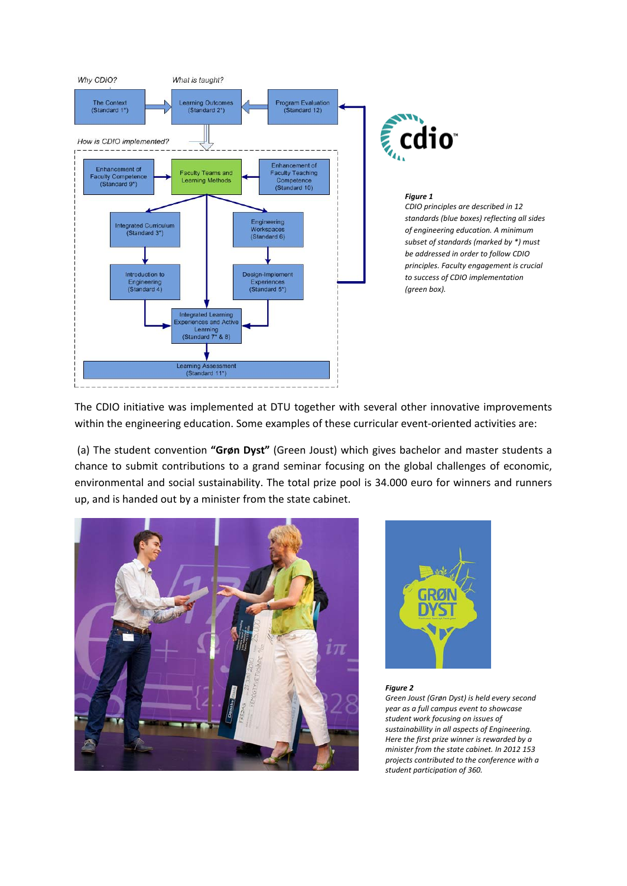*Figure 1*
*CDIO principles are described in 12 standards (blue boxes) reflecting all sides of engineering education. A minimum subset of standards (marked by \*) must be addressed in order to follow CDIO principles. Faculty engagement is crucial to success of CDIO implementation (green box).*

The CDIO initiative was implemented at DTU together with several other innovative improvements within the engineering education. Some examples of these curricular event-oriented activities are:

(a) The student convention **"Grøn Dyst"** (Green Joust) which gives bachelor and master students a chance to submit contributions to a grand seminar focusing on the global challenges of economic, environmental and social sustainability. The total prize pool is 34.000 euro for winners and runners up, and is handed out by a minister from the state cabinet.

*Figure 2*
*Green Joust (Grøn Dyst) is held every second year as a full campus event to showcase student work focusing on issues of sustainabillity in all aspects of Engineering. Here the first prize winner is rewarded by a minister from the state cabinet. In 2012 153 projects contributed to the conference with a student participation of 360.*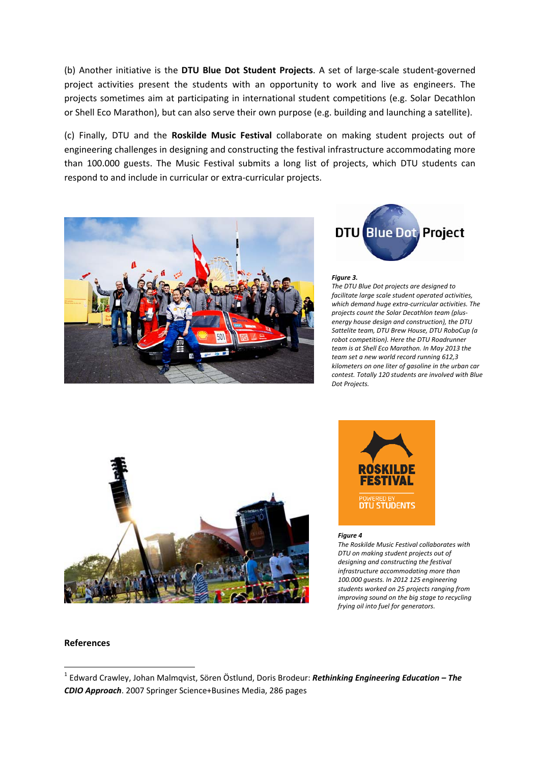(b) Another initiative is the **DTU Blue Dot Student Projects**. A set of large-scale student-governed project activities present the students with an opportunity to work and live as engineers. The projects sometimes aim at participating in international student competitions (e.g. Solar Decathlon or Shell Eco Marathon), but can also serve their own purpose (e.g. building and launching a satellite).

(c) Finally, DTU and the **Roskilde Music Festival** collaborate on making student projects out of engineering challenges in designing and constructing the festival infrastructure accommodating more than 100.000 guests. The Music Festival submits a long list of projects, which DTU students can respond to and include in curricular or extra-curricular projects.

***Figure 3.***
*The DTU Blue Dot projects are designed to facilitate large scale student operated activities, which demand huge extra-curricular activities. The projects count the Solar Decathlon team (plus-energy house design and construction), the DTU Sattelite team, DTU Brew House, DTU RoboCup (a robot competition). Here the DTU Roadrunner team is at Shell Eco Marathon. In May 2013 the team set a new world record running 612,3 kilometers on one liter of gasoline in the urban car contest. Totally 120 students are involved with Blue Dot Projects.*

***Figure 4***
*The Roskilde Music Festival collaborates with DTU on making student projects out of designing and constructing the festival infrastructure accommodating more than 100.000 guests. In 2012 125 engineering students worked on 25 projects ranging from improving sound on the big stage to recycling frying oil into fuel for generators.*

**References**

[1] Edward Crawley, Johan Malmqvist, Sören Östlund, Doris Brodeur: ***Rethinking Engineering Education – The CDIO Approach***. 2007 Springer Science+Busines Media, 286 pages